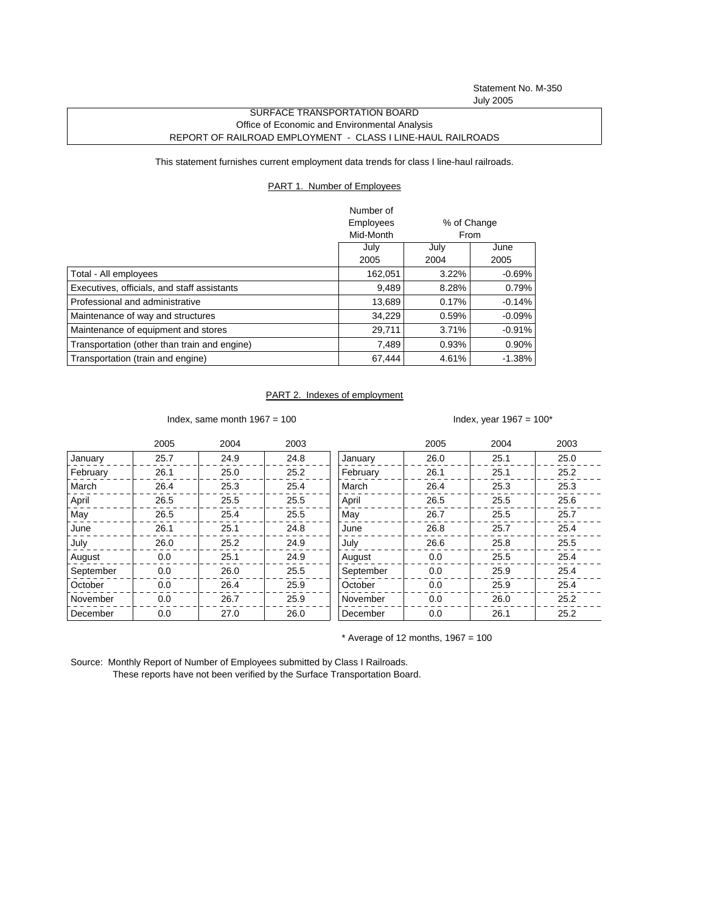Statement No. M-350

July 2005

SURFACE TRANSPORTATION BOARD

Office of Economic and Environmental Analysis

REPORT OF RAILROAD EMPLOYMENT - CLASS I LINE-HAUL RAILROADS

This statement furnishes current employment data trends for class I line-haul railroads.

## PART 1. Number of Employees

| | Number of Employees Mid-Month | % of Change From | |
|---|---|---|---|
| | July 2005 | July 2004 | June 2005 |
| Total - All employees | 162,051 | 3.22% | -0.69% |
| Executives, officials, and staff assistants | 9,489 | 8.28% | 0.79% |
| Professional and administrative | 13,689 | 0.17% | -0.14% |
| Maintenance of way and structures | 34,229 | 0.59% | -0.09% |
| Maintenance of equipment and stores | 29,711 | 3.71% | -0.91% |
| Transportation (other than train and engine) | 7,489 | 0.93% | 0.90% |
| Transportation (train and engine) | 67,444 | 4.61% | -1.38% |

## PART 2. Indexes of employment

Index, same month 1967 = 100

| | 2005 | 2004 | 2003 |
|---|---|---|---|
| January | 25.7 | 24.9 | 24.8 |
| February | 26.1 | 25.0 | 25.2 |
| March | 26.4 | 25.3 | 25.4 |
| April | 26.5 | 25.5 | 25.5 |
| May | 26.5 | 25.4 | 25.5 |
| June | 26.1 | 25.1 | 24.8 |
| July | 26.0 | 25.2 | 24.9 |
| August | 0.0 | 25.1 | 24.9 |
| September | 0.0 | 26.0 | 25.5 |
| October | 0.0 | 26.4 | 25.9 |
| November | 0.0 | 26.7 | 25.9 |
| December | 0.0 | 27.0 | 26.0 |

Index, year 1967 = 100*

| | 2005 | 2004 | 2003 |
|---|---|---|---|
| January | 26.0 | 25.1 | 25.0 |
| February | 26.1 | 25.1 | 25.2 |
| March | 26.4 | 25.3 | 25.3 |
| April | 26.5 | 25.5 | 25.6 |
| May | 26.7 | 25.5 | 25.7 |
| June | 26.8 | 25.7 | 25.4 |
| July | 26.6 | 25.8 | 25.5 |
| August | 0.0 | 25.5 | 25.4 |
| September | 0.0 | 25.9 | 25.4 |
| October | 0.0 | 25.9 | 25.4 |
| November | 0.0 | 26.0 | 25.2 |
| December | 0.0 | 26.1 | 25.2 |

* Average of 12 months, 1967 = 100

Source: Monthly Report of Number of Employees submitted by Class I Railroads.
These reports have not been verified by the Surface Transportation Board.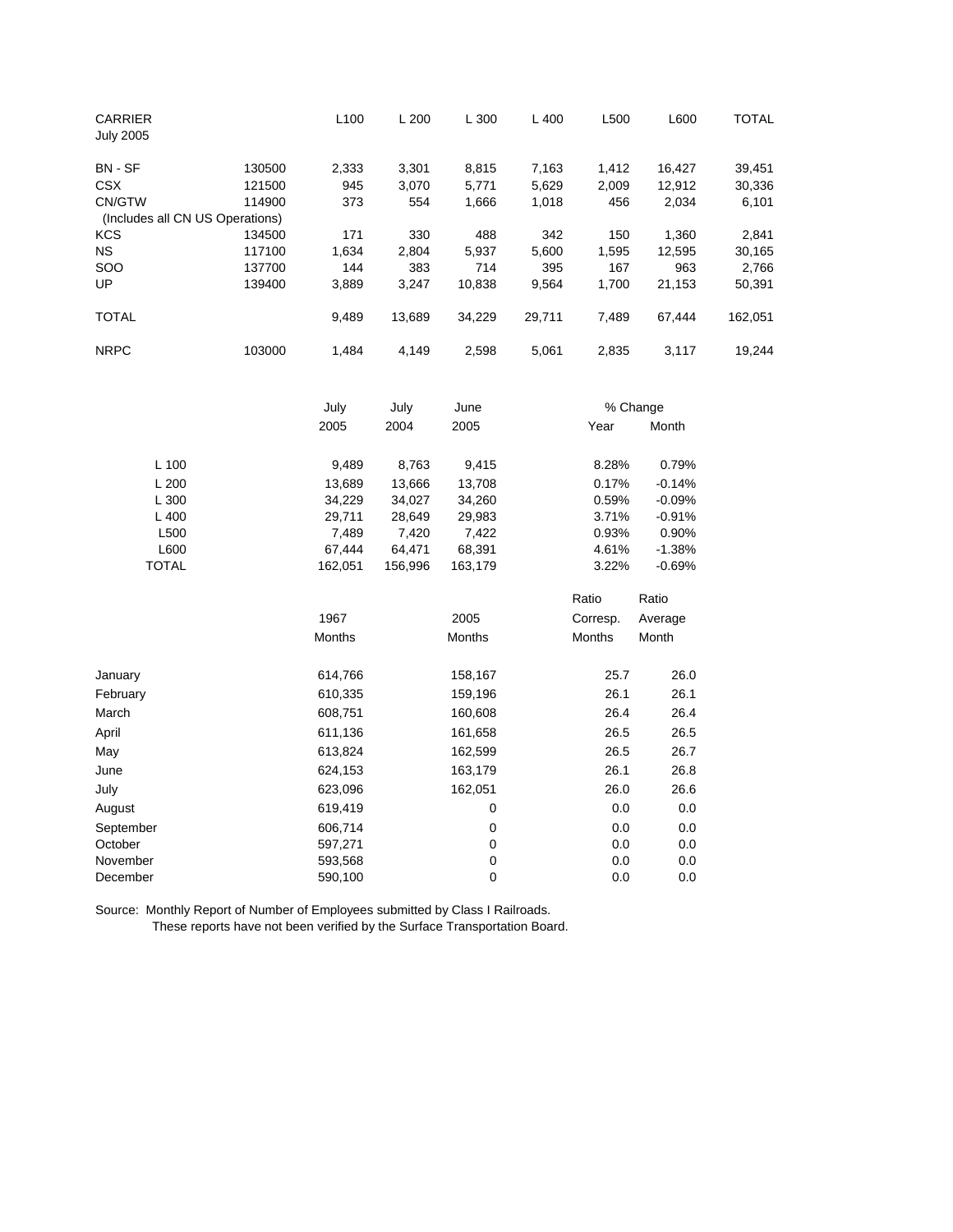| CARRIER July 2005 | | L100 | L 200 | L 300 | L 400 | L500 | L600 | TOTAL |
|---|---|---|---|---|---|---|---|---|
| BN - SF | 130500 | 2,333 | 3,301 | 8,815 | 7,163 | 1,412 | 16,427 | 39,451 |
| CSX | 121500 | 945 | 3,070 | 5,771 | 5,629 | 2,009 | 12,912 | 30,336 |
| CN/GTW | 114900 | 373 | 554 | 1,666 | 1,018 | 456 | 2,034 | 6,101 |
| (Includes all CN US Operations) | | | | | | | | |
| KCS | 134500 | 171 | 330 | 488 | 342 | 150 | 1,360 | 2,841 |
| NS | 117100 | 1,634 | 2,804 | 5,937 | 5,600 | 1,595 | 12,595 | 30,165 |
| SOO | 137700 | 144 | 383 | 714 | 395 | 167 | 963 | 2,766 |
| UP | 139400 | 3,889 | 3,247 | 10,838 | 9,564 | 1,700 | 21,153 | 50,391 |
| TOTAL | | 9,489 | 13,689 | 34,229 | 29,711 | 7,489 | 67,444 | 162,051 |
| NRPC | 103000 | 1,484 | 4,149 | 2,598 | 5,061 | 2,835 | 3,117 | 19,244 |

| | July 2005 | July 2004 | June 2005 | % Change Year | % Change Month |
|---|---|---|---|---|---|
| L 100 | 9,489 | 8,763 | 9,415 | 8.28% | 0.79% |
| L 200 | 13,689 | 13,666 | 13,708 | 0.17% | -0.14% |
| L 300 | 34,229 | 34,027 | 34,260 | 0.59% | -0.09% |
| L 400 | 29,711 | 28,649 | 29,983 | 3.71% | -0.91% |
| L500 | 7,489 | 7,420 | 7,422 | 0.93% | 0.90% |
| L600 | 67,444 | 64,471 | 68,391 | 4.61% | -1.38% |
| TOTAL | 162,051 | 156,996 | 163,179 | 3.22% | -0.69% |

| | 1967 Months | 2005 Months | Ratio Corresp. Months | Ratio Average Month |
|---|---|---|---|---|
| January | 614,766 | 158,167 | 25.7 | 26.0 |
| February | 610,335 | 159,196 | 26.1 | 26.1 |
| March | 608,751 | 160,608 | 26.4 | 26.4 |
| April | 611,136 | 161,658 | 26.5 | 26.5 |
| May | 613,824 | 162,599 | 26.5 | 26.7 |
| June | 624,153 | 163,179 | 26.1 | 26.8 |
| July | 623,096 | 162,051 | 26.0 | 26.6 |
| August | 619,419 | 0 | 0.0 | 0.0 |
| September | 606,714 | 0 | 0.0 | 0.0 |
| October | 597,271 | 0 | 0.0 | 0.0 |
| November | 593,568 | 0 | 0.0 | 0.0 |
| December | 590,100 | 0 | 0.0 | 0.0 |

Source: Monthly Report of Number of Employees submitted by Class I Railroads.
These reports have not been verified by the Surface Transportation Board.